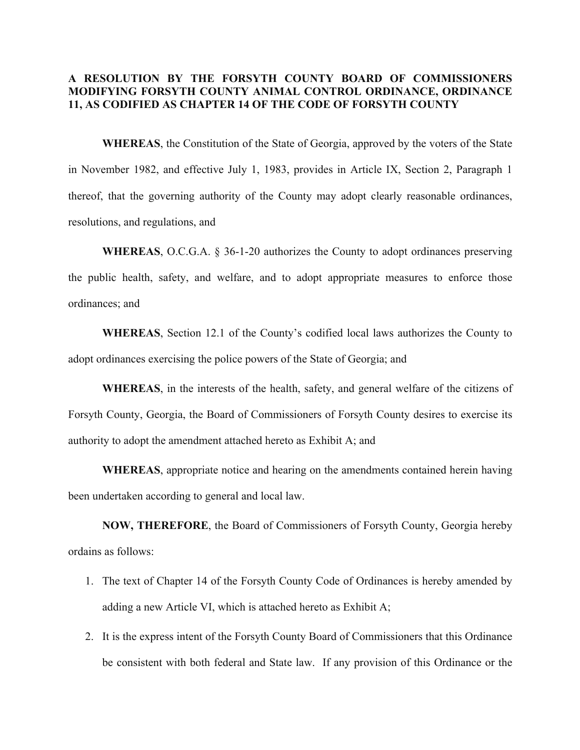**A RESOLUTION BY THE FORSYTH COUNTY BOARD OF COMMISSIONERS MODIFYING FORSYTH COUNTY ANIMAL CONTROL ORDINANCE, ORDINANCE 11, AS CODIFIED AS CHAPTER 14 OF THE CODE OF FORSYTH COUNTY**

**WHEREAS**, the Constitution of the State of Georgia, approved by the voters of the State in November 1982, and effective July 1, 1983, provides in Article IX, Section 2, Paragraph 1 thereof, that the governing authority of the County may adopt clearly reasonable ordinances, resolutions, and regulations, and

**WHEREAS**, O.C.G.A. § 36-1-20 authorizes the County to adopt ordinances preserving the public health, safety, and welfare, and to adopt appropriate measures to enforce those ordinances; and

**WHEREAS**, Section 12.1 of the County's codified local laws authorizes the County to adopt ordinances exercising the police powers of the State of Georgia; and

**WHEREAS**, in the interests of the health, safety, and general welfare of the citizens of Forsyth County, Georgia, the Board of Commissioners of Forsyth County desires to exercise its authority to adopt the amendment attached hereto as Exhibit A; and

**WHEREAS**, appropriate notice and hearing on the amendments contained herein having been undertaken according to general and local law.

**NOW, THEREFORE**, the Board of Commissioners of Forsyth County, Georgia hereby ordains as follows:

1. The text of Chapter 14 of the Forsyth County Code of Ordinances is hereby amended by adding a new Article VI, which is attached hereto as Exhibit A;
2. It is the express intent of the Forsyth County Board of Commissioners that this Ordinance be consistent with both federal and State law. If any provision of this Ordinance or the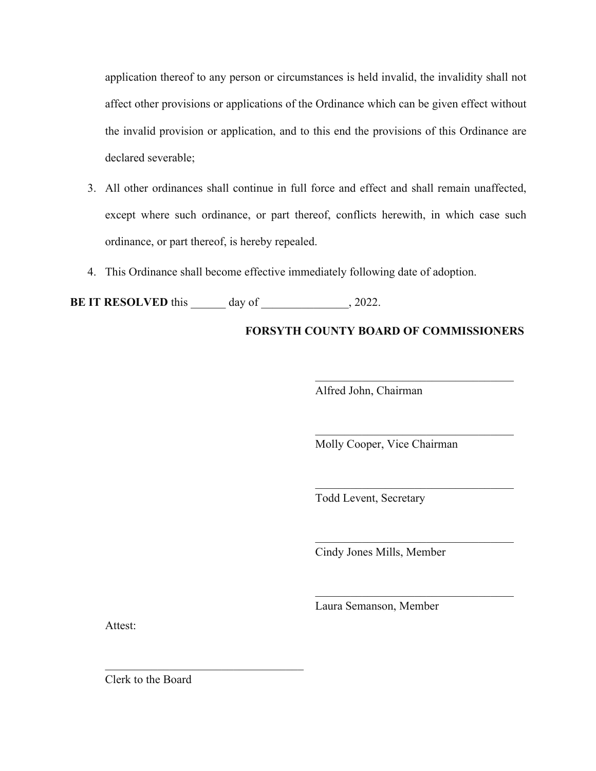application thereof to any person or circumstances is held invalid, the invalidity shall not affect other provisions or applications of the Ordinance which can be given effect without the invalid provision or application, and to this end the provisions of this Ordinance are declared severable;

3. All other ordinances shall continue in full force and effect and shall remain unaffected, except where such ordinance, or part thereof, conflicts herewith, in which case such ordinance, or part thereof, is hereby repealed.
4. This Ordinance shall become effective immediately following date of adoption.

**BE IT RESOLVED** this ______ day of _______________, 2022.

**FORSYTH COUNTY BOARD OF COMMISSIONERS**

___________________________________
Alfred John, Chairman

___________________________________
Molly Cooper, Vice Chairman

___________________________________
Todd Levent, Secretary

___________________________________
Cindy Jones Mills, Member

___________________________________
Laura Semanson, Member

Attest:

___________________________________
Clerk to the Board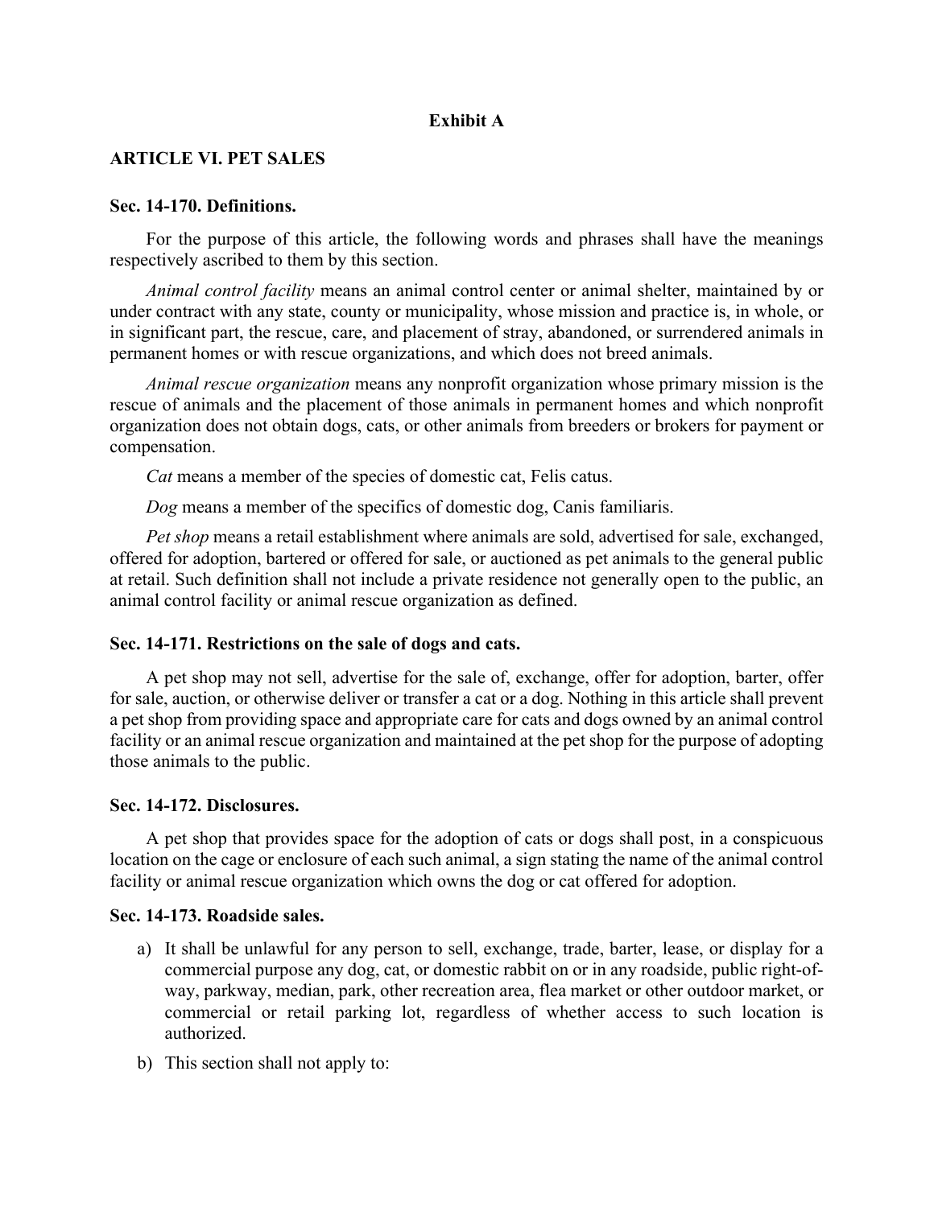**Exhibit A**

## ARTICLE VI. PET SALES

### Sec. 14-170. Definitions.

For the purpose of this article, the following words and phrases shall have the meanings respectively ascribed to them by this section.

*Animal control facility* means an animal control center or animal shelter, maintained by or under contract with any state, county or municipality, whose mission and practice is, in whole, or in significant part, the rescue, care, and placement of stray, abandoned, or surrendered animals in permanent homes or with rescue organizations, and which does not breed animals.

*Animal rescue organization* means any nonprofit organization whose primary mission is the rescue of animals and the placement of those animals in permanent homes and which nonprofit organization does not obtain dogs, cats, or other animals from breeders or brokers for payment or compensation.

*Cat* means a member of the species of domestic cat, Felis catus.

*Dog* means a member of the specifics of domestic dog, Canis familiaris.

*Pet shop* means a retail establishment where animals are sold, advertised for sale, exchanged, offered for adoption, bartered or offered for sale, or auctioned as pet animals to the general public at retail. Such definition shall not include a private residence not generally open to the public, an animal control facility or animal rescue organization as defined.

### Sec. 14-171. Restrictions on the sale of dogs and cats.

A pet shop may not sell, advertise for the sale of, exchange, offer for adoption, barter, offer for sale, auction, or otherwise deliver or transfer a cat or a dog. Nothing in this article shall prevent a pet shop from providing space and appropriate care for cats and dogs owned by an animal control facility or an animal rescue organization and maintained at the pet shop for the purpose of adopting those animals to the public.

### Sec. 14-172. Disclosures.

A pet shop that provides space for the adoption of cats or dogs shall post, in a conspicuous location on the cage or enclosure of each such animal, a sign stating the name of the animal control facility or animal rescue organization which owns the dog or cat offered for adoption.

### Sec. 14-173. Roadside sales.

a) It shall be unlawful for any person to sell, exchange, trade, barter, lease, or display for a commercial purpose any dog, cat, or domestic rabbit on or in any roadside, public right-of-way, parkway, median, park, other recreation area, flea market or other outdoor market, or commercial or retail parking lot, regardless of whether access to such location is authorized.

b) This section shall not apply to: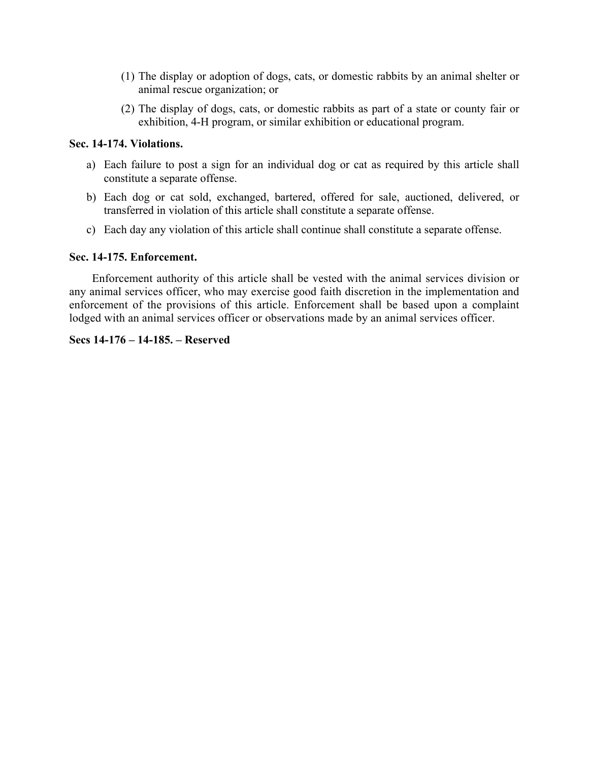(1) The display or adoption of dogs, cats, or domestic rabbits by an animal shelter or animal rescue organization; or

(2) The display of dogs, cats, or domestic rabbits as part of a state or county fair or exhibition, 4-H program, or similar exhibition or educational program.

**Sec. 14-174. Violations.**

a) Each failure to post a sign for an individual dog or cat as required by this article shall constitute a separate offense.

b) Each dog or cat sold, exchanged, bartered, offered for sale, auctioned, delivered, or transferred in violation of this article shall constitute a separate offense.

c) Each day any violation of this article shall continue shall constitute a separate offense.

**Sec. 14-175. Enforcement.**

Enforcement authority of this article shall be vested with the animal services division or any animal services officer, who may exercise good faith discretion in the implementation and enforcement of the provisions of this article. Enforcement shall be based upon a complaint lodged with an animal services officer or observations made by an animal services officer.

**Secs 14-176 – 14-185. – Reserved**